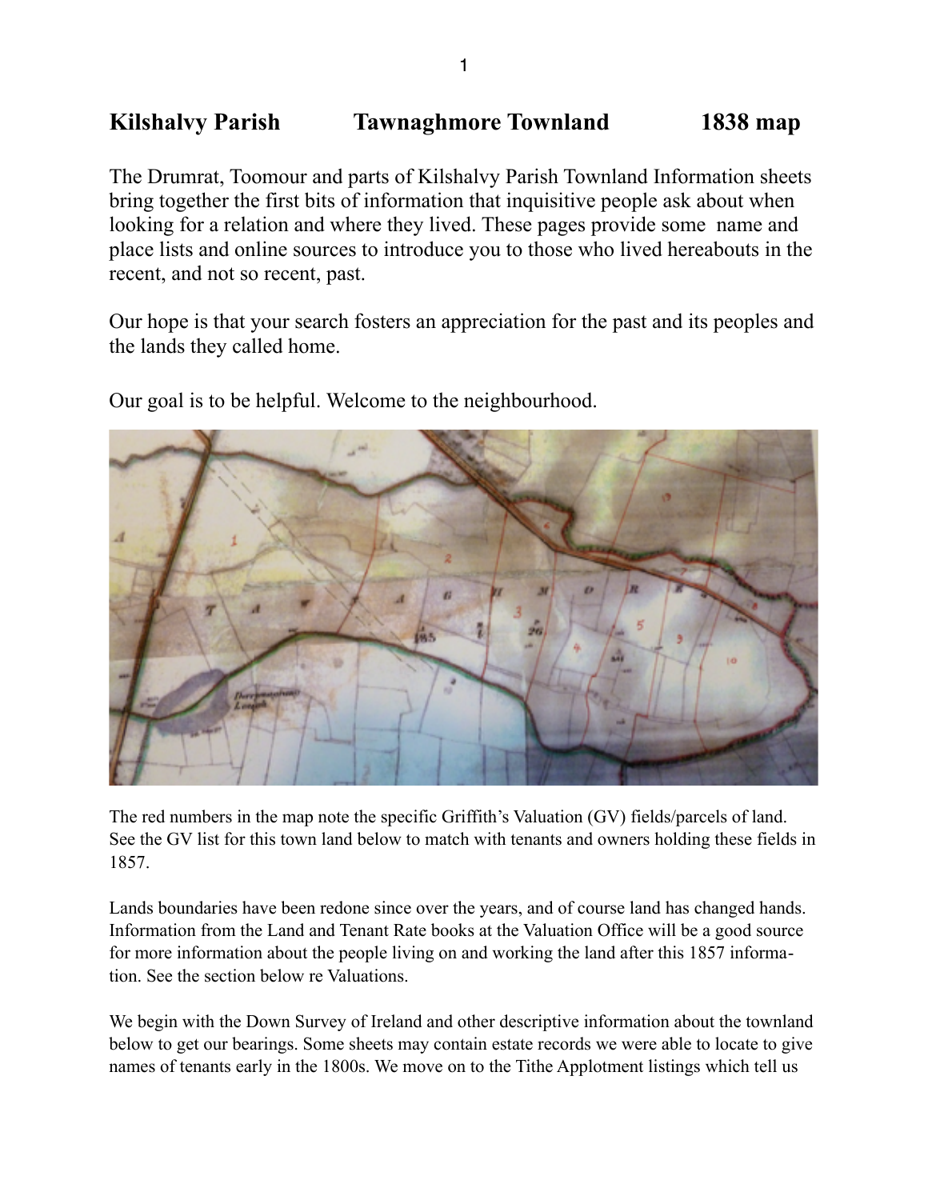# Kilshalvy Parish Tawnaghmore Townland 1838 map

The Drumrat, Toomour and parts of Kilshalvy Parish Townland Information sheets bring together the first bits of information that inquisitive people ask about when looking for a relation and where they lived. These pages provide some name and place lists and online sources to introduce you to those who lived hereabouts in the recent, and not so recent, past.

Our hope is that your search fosters an appreciation for the past and its peoples and the lands they called home.

Our goal is to be helpful. Welcome to the neighbourhood.

The red numbers in the map note the specific Griffith's Valuation (GV) fields/parcels of land. See the GV list for this town land below to match with tenants and owners holding these fields in 1857.

Lands boundaries have been redone since over the years, and of course land has changed hands. Information from the Land and Tenant Rate books at the Valuation Office will be a good source for more information about the people living on and working the land after this 1857 information. See the section below re Valuations.

We begin with the Down Survey of Ireland and other descriptive information about the townland below to get our bearings. Some sheets may contain estate records we were able to locate to give names of tenants early in the 1800s. We move on to the Tithe Applotment listings which tell us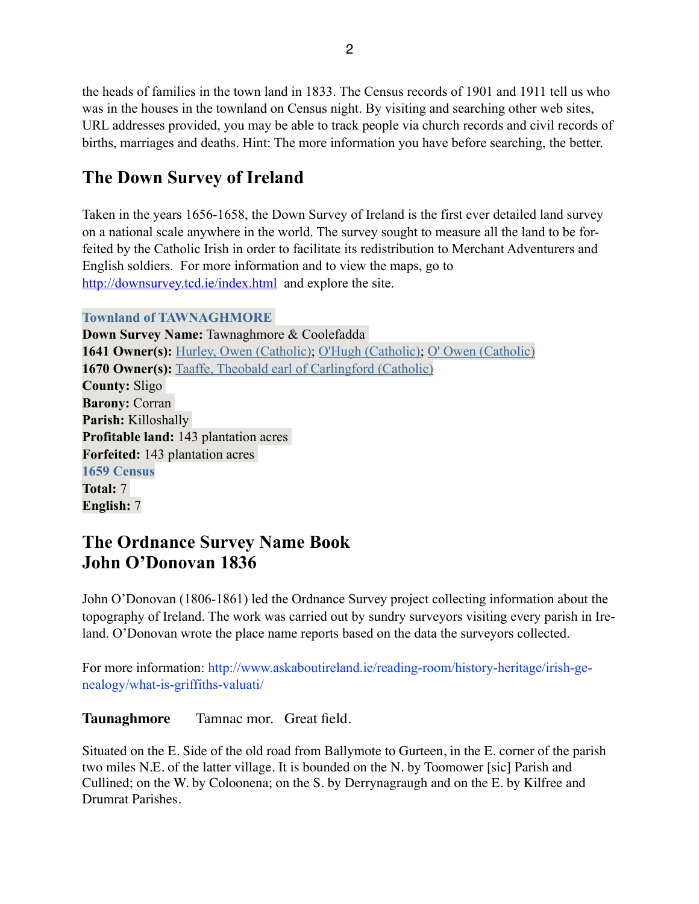the heads of families in the town land in 1833. The Census records of 1901 and 1911 tell us who was in the houses in the townland on Census night. By visiting and searching other web sites, URL addresses provided, you may be able to track people via church records and civil records of births, marriages and deaths. Hint: The more information you have before searching, the better.

## The Down Survey of Ireland

Taken in the years 1656-1658, the Down Survey of Ireland is the first ever detailed land survey on a national scale anywhere in the world. The survey sought to measure all the land to be forfeited by the Catholic Irish in order to facilitate its redistribution to Merchant Adventurers and English soldiers. For more information and to view the maps, go to http://downsurvey.tcd.ie/index.html and explore the site.

**Townland of TAWNAGHMORE**
**Down Survey Name:** Tawnaghmore & Coolefadda
**1641 Owner(s):** Hurley, Owen (Catholic); O'Hugh (Catholic); O' Owen (Catholic)
**1670 Owner(s):** Taaffe, Theobald earl of Carlingford (Catholic)
**County:** Sligo
**Barony:** Corran
**Parish:** Killoshally
**Profitable land:** 143 plantation acres
**Forfeited:** 143 plantation acres
**1659 Census**
**Total:** 7
**English:** 7

## The Ordnance Survey Name Book
## John O'Donovan 1836

John O'Donovan (1806-1861) led the Ordnance Survey project collecting information about the topography of Ireland. The work was carried out by sundry surveyors visiting every parish in Ireland. O'Donovan wrote the place name reports based on the data the surveyors collected.

For more information: http://www.askaboutireland.ie/reading-room/history-heritage/irish-genealogy/what-is-griffiths-valuati/

**Taunaghmore** Tamnac mor. Great field.

Situated on the E. Side of the old road from Ballymote to Gurteen, in the E. corner of the parish two miles N.E. of the latter village. It is bounded on the N. by Toomower [sic] Parish and Cullined; on the W. by Coloonena; on the S. by Derrynagraugh and on the E. by Kilfree and Drumrat Parishes.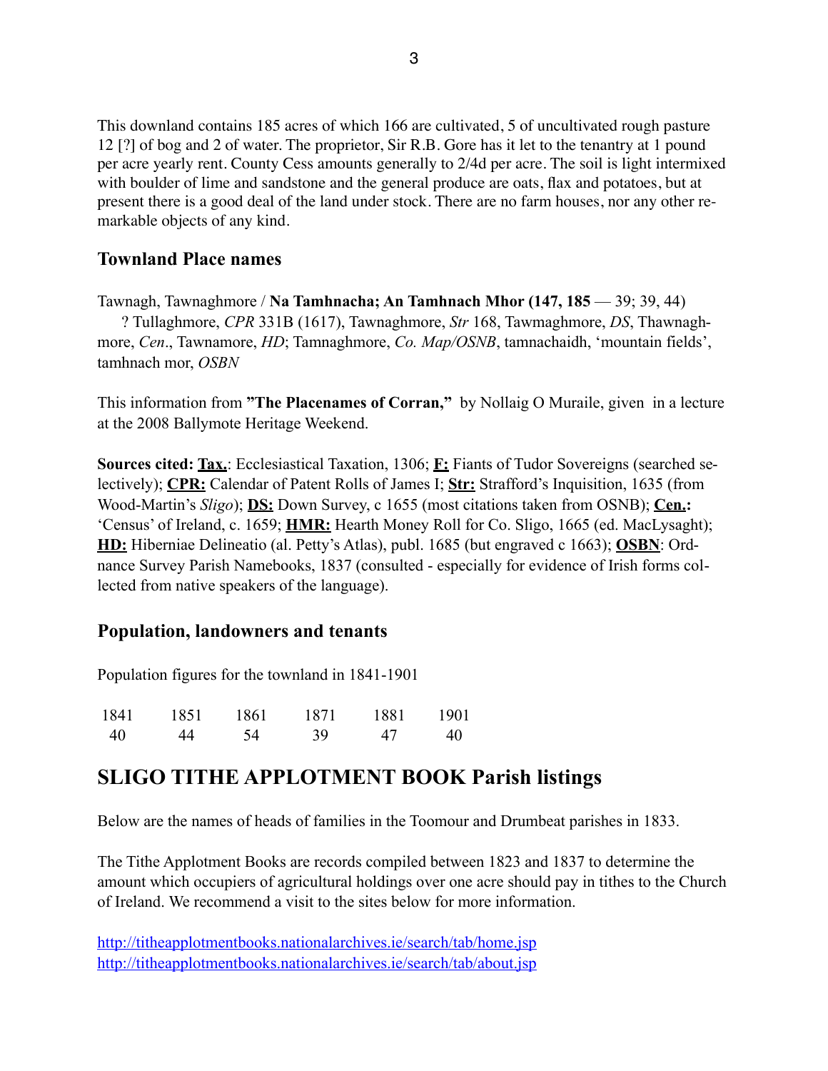This downland contains 185 acres of which 166 are cultivated, 5 of uncultivated rough pasture 12 [?] of bog and 2 of water. The proprietor, Sir R.B. Gore has it let to the tenantry at 1 pound per acre yearly rent. County Cess amounts generally to 2/4d per acre. The soil is light intermixed with boulder of lime and sandstone and the general produce are oats, flax and potatoes, but at present there is a good deal of the land under stock. There are no farm houses, nor any other remarkable objects of any kind.

### Townland Place names

Tawnagh, Tawnaghmore / **Na Tamhnacha; An Tamhnach Mhor (147, 185** — 39; 39, 44)
? Tullaghmore, *CPR* 331B (1617), Tawnaghmore, *Str* 168, Tawmaghmore, *DS*, Thawnaghmore, *Cen*., Tawnamore, *HD*; Tamnaghmore, *Co. Map/OSNB*, tamnachaidh, 'mountain fields', tamhnach mor, *OSBN*

This information from **"The Placenames of Corran,"** by Nollaig O Muraile, given in a lecture at the 2008 Ballymote Heritage Weekend.

**Sources cited: Tax.**: Ecclesiastical Taxation, 1306; **F:** Fiants of Tudor Sovereigns (searched selectively); **CPR:** Calendar of Patent Rolls of James I; **Str:** Strafford's Inquisition, 1635 (from Wood-Martin's *Sligo*); **DS:** Down Survey, c 1655 (most citations taken from OSNB); **Cen.:** 'Census' of Ireland, c. 1659; **HMR:** Hearth Money Roll for Co. Sligo, 1665 (ed. MacLysaght); **HD:** Hiberniae Delineatio (al. Petty's Atlas), publ. 1685 (but engraved c 1663); **OSBN**: Ordnance Survey Parish Namebooks, 1837 (consulted - especially for evidence of Irish forms collected from native speakers of the language).

### Population, landowners and tenants

Population figures for the townland in 1841-1901

| 1841 | 1851 | 1861 | 1871 | 1881 | 1901 |
|---|---|---|---|---|---|
| 40 | 44 | 54 | 39 | 47 | 40 |

## SLIGO TITHE APPLOTMENT BOOK Parish listings

Below are the names of heads of families in the Toomour and Drumbeat parishes in 1833.

The Tithe Applotment Books are records compiled between 1823 and 1837 to determine the amount which occupiers of agricultural holdings over one acre should pay in tithes to the Church of Ireland. We recommend a visit to the sites below for more information.

http://titheapplotmentbooks.nationalarchives.ie/search/tab/home.jsp
http://titheapplotmentbooks.nationalarchives.ie/search/tab/about.jsp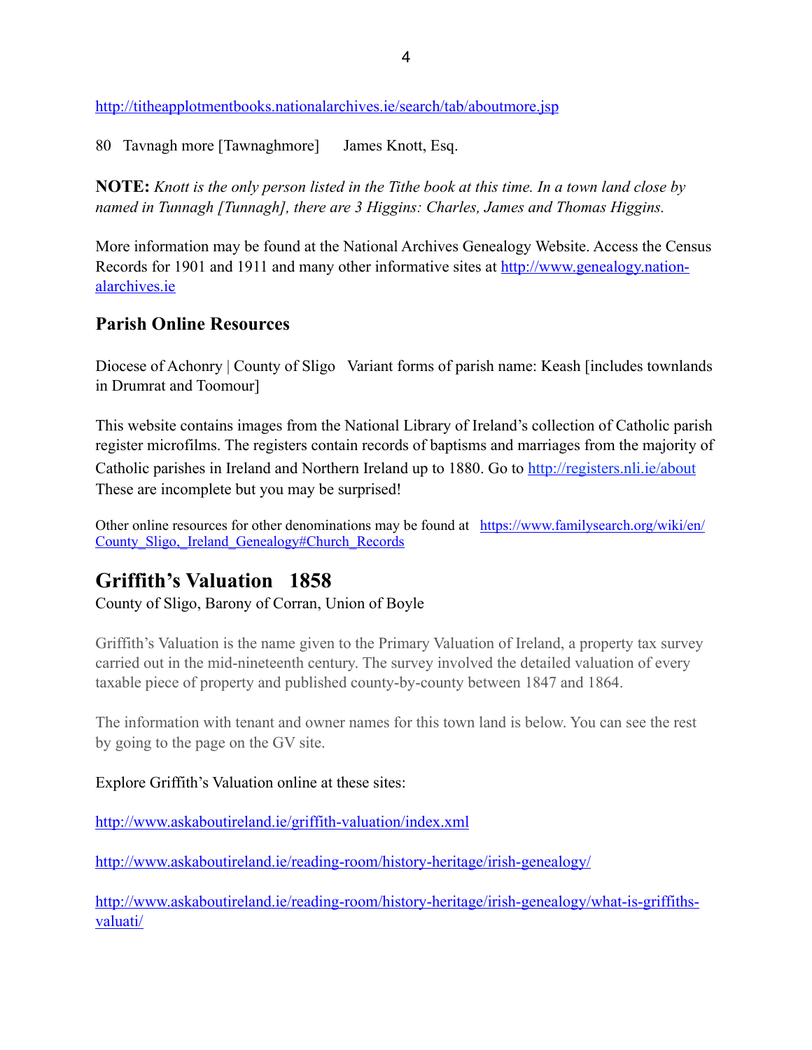http://titheapplotmentbooks.nationalarchives.ie/search/tab/aboutmore.jsp

80 Tavnagh more [Tawnaghmore] James Knott, Esq.

**NOTE:** *Knott is the only person listed in the Tithe book at this time. In a town land close by named in Tunnagh [Tunnagh], there are 3 Higgins: Charles, James and Thomas Higgins.*

More information may be found at the National Archives Genealogy Website. Access the Census Records for 1901 and 1911 and many other informative sites at http://www.genealogy.nationalarchives.ie

### Parish Online Resources

Diocese of Achonry | County of Sligo Variant forms of parish name: Keash [includes townlands in Drumrat and Toomour]

This website contains images from the National Library of Ireland's collection of Catholic parish register microfilms. The registers contain records of baptisms and marriages from the majority of Catholic parishes in Ireland and Northern Ireland up to 1880. Go to http://registers.nli.ie/about These are incomplete but you may be surprised!

Other online resources for other denominations may be found at https://www.familysearch.org/wiki/en/County_Sligo,_Ireland_Genealogy#Church_Records

## Griffith's Valuation 1858

County of Sligo, Barony of Corran, Union of Boyle

Griffith's Valuation is the name given to the Primary Valuation of Ireland, a property tax survey carried out in the mid-nineteenth century. The survey involved the detailed valuation of every taxable piece of property and published county-by-county between 1847 and 1864.

The information with tenant and owner names for this town land is below. You can see the rest by going to the page on the GV site.

Explore Griffith's Valuation online at these sites:

http://www.askaboutireland.ie/griffith-valuation/index.xml

http://www.askaboutireland.ie/reading-room/history-heritage/irish-genealogy/

http://www.askaboutireland.ie/reading-room/history-heritage/irish-genealogy/what-is-griffiths-valuati/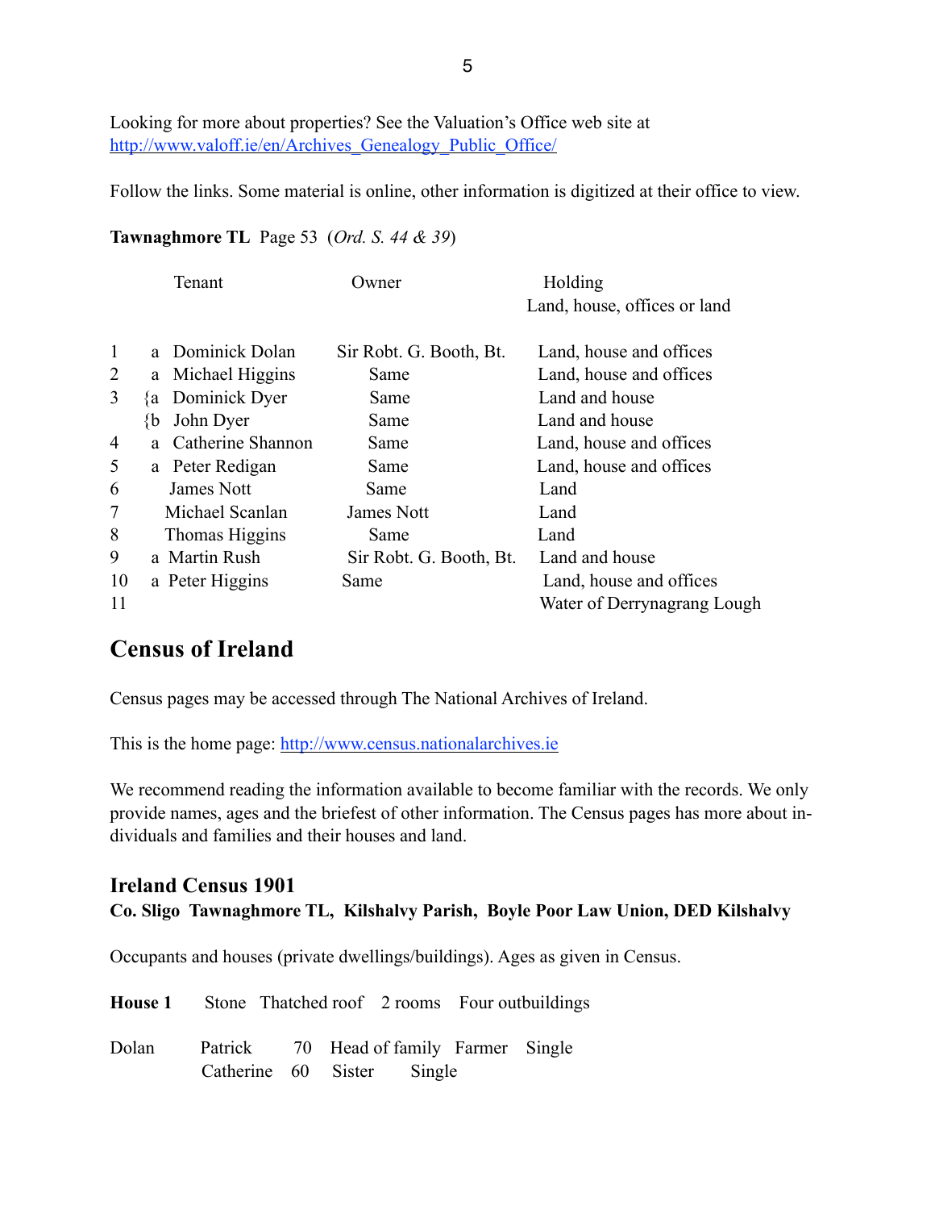Looking for more about properties? See the Valuation's Office web site at http://www.valoff.ie/en/Archives_Genealogy_Public_Office/

Follow the links. Some material is online, other information is digitized at their office to view.

**Tawnaghmore TL** Page 53 (*Ord. S. 44 & 39*)

| | | Tenant | Owner | Holding<br>Land, house, offices or land |
|---|---|---|---|---|
| 1 | a | Dominick Dolan | Sir Robt. G. Booth, Bt. | Land, house and offices |
| 2 | a | Michael Higgins | Same | Land, house and offices |
| 3 | {a | Dominick Dyer | Same | Land and house |
| | {b | John Dyer | Same | Land and house |
| 4 | a | Catherine Shannon | Same | Land, house and offices |
| 5 | a | Peter Redigan | Same | Land, house and offices |
| 6 | | James Nott | Same | Land |
| 7 | | Michael Scanlan | James Nott | Land |
| 8 | | Thomas Higgins | Same | Land |
| 9 | a | Martin Rush | Sir Robt. G. Booth, Bt. | Land and house |
| 10 | a | Peter Higgins | Same | Land, house and offices |
| 11 | | | | Water of Derrynagrang Lough |

## Census of Ireland

Census pages may be accessed through The National Archives of Ireland.

This is the home page: http://www.census.nationalarchives.ie

We recommend reading the information available to become familiar with the records. We only provide names, ages and the briefest of other information. The Census pages has more about individuals and families and their houses and land.

### Ireland Census 1901

**Co. Sligo Tawnaghmore TL, Kilshalvy Parish, Boyle Poor Law Union, DED Kilshalvy**

Occupants and houses (private dwellings/buildings). Ages as given in Census.

**House 1** Stone Thatched roof 2 rooms Four outbuildings

| | | | | | |
|---|---|---|---|---|---|
| Dolan | Patrick | 70 | Head of family | Farmer | Single |
| | Catherine | 60 | Sister | Single | |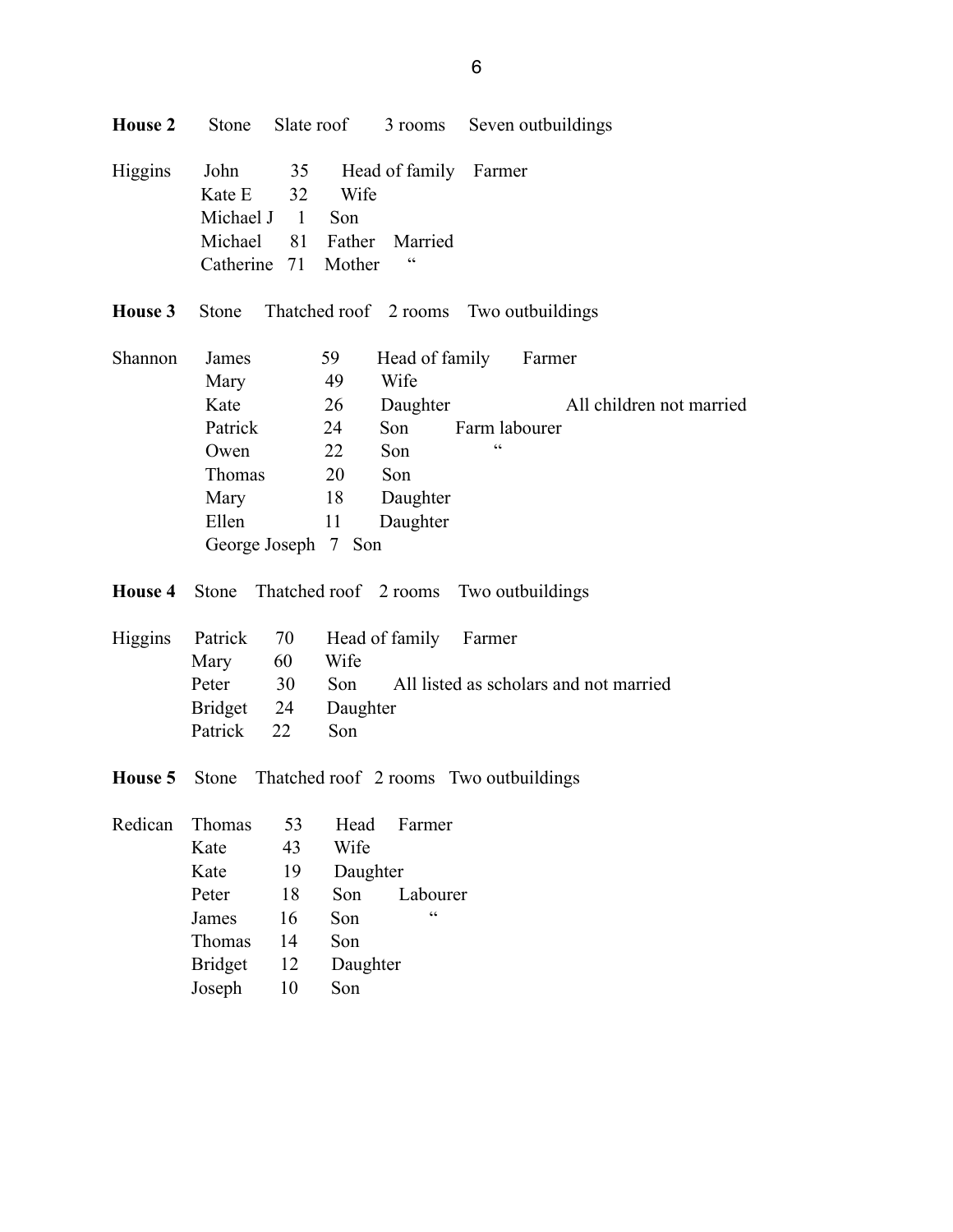**House 2** Stone Slate roof 3 rooms Seven outbuildings

| Surname | Name | Age | Relation | Notes |
|---|---|---|---|---|
| Higgins | John | 35 | Head of family | Farmer |
| | Kate E | 32 | Wife | |
| | Michael J | 1 | Son | |
| | Michael | 81 | Father | Married |
| | Catherine | 71 | Mother | " |

**House 3** Stone Thatched roof 2 rooms Two outbuildings

| Surname | Name | Age | Relation | Notes |
|---|---|---|---|---|
| Shannon | James | 59 | Head of family | Farmer |
| | Mary | 49 | Wife | |
| | Kate | 26 | Daughter | All children not married |
| | Patrick | 24 | Son | Farm labourer |
| | Owen | 22 | Son | " |
| | Thomas | 20 | Son | |
| | Mary | 18 | Daughter | |
| | Ellen | 11 | Daughter | |
| | George Joseph | 7 | Son | |

**House 4** Stone Thatched roof 2 rooms Two outbuildings

| Surname | Name | Age | Relation | Notes |
|---|---|---|---|---|
| Higgins | Patrick | 70 | Head of family | Farmer |
| | Mary | 60 | Wife | |
| | Peter | 30 | Son | All listed as scholars and not married |
| | Bridget | 24 | Daughter | |
| | Patrick | 22 | Son | |

**House 5** Stone Thatched roof 2 rooms Two outbuildings

| Surname | Name | Age | Relation | Notes |
|---|---|---|---|---|
| Redican | Thomas | 53 | Head | Farmer |
| | Kate | 43 | Wife | |
| | Kate | 19 | Daughter | |
| | Peter | 18 | Son | Labourer |
| | James | 16 | Son | " |
| | Thomas | 14 | Son | |
| | Bridget | 12 | Daughter | |
| | Joseph | 10 | Son | |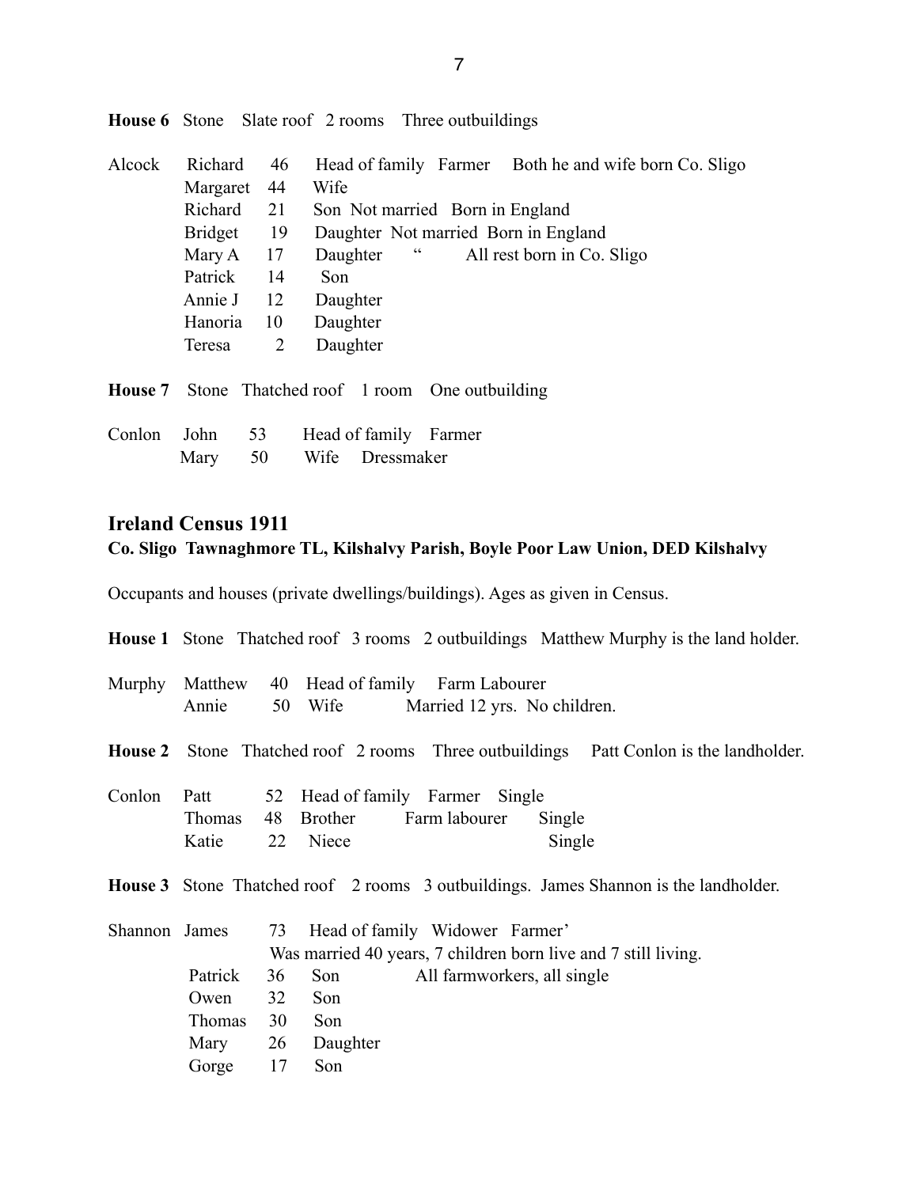**House 6** Stone Slate roof 2 rooms Three outbuildings

| | | | |
|---|---|---|---|
| Alcock | Richard | 46 | Head of family Farmer Both he and wife born Co. Sligo |
| | Margaret | 44 | Wife |
| | Richard | 21 | Son Not married Born in England |
| | Bridget | 19 | Daughter Not married Born in England |
| | Mary A | 17 | Daughter " All rest born in Co. Sligo |
| | Patrick | 14 | Son |
| | Annie J | 12 | Daughter |
| | Hanoria | 10 | Daughter |
| | Teresa | 2 | Daughter |

**House 7** Stone Thatched roof 1 room One outbuilding

| | | | |
|---|---|---|---|
| Conlon | John | 53 | Head of family Farmer |
| | Mary | 50 | Wife Dressmaker |

## Ireland Census 1911

**Co. Sligo Tawnaghmore TL, Kilshalvy Parish, Boyle Poor Law Union, DED Kilshalvy**

Occupants and houses (private dwellings/buildings). Ages as given in Census.

**House 1** Stone Thatched roof 3 rooms 2 outbuildings Matthew Murphy is the land holder.

| | | | |
|---|---|---|---|
| Murphy | Matthew | 40 | Head of family Farm Labourer |
| | Annie | 50 | Wife Married 12 yrs. No children. |

**House 2** Stone Thatched roof 2 rooms Three outbuildings Patt Conlon is the landholder.

| | | | |
|---|---|---|---|
| Conlon | Patt | 52 | Head of family Farmer Single |
| | Thomas | 48 | Brother Farm labourer Single |
| | Katie | 22 | Niece Single |

**House 3** Stone Thatched roof 2 rooms 3 outbuildings. James Shannon is the landholder.

| | | | |
|---|---|---|---|
| Shannon | James | 73 | Head of family Widower Farmer' Was married 40 years, 7 children born live and 7 still living. |
| | Patrick | 36 | Son All farmworkers, all single |
| | Owen | 32 | Son |
| | Thomas | 30 | Son |
| | Mary | 26 | Daughter |
| | Gorge | 17 | Son |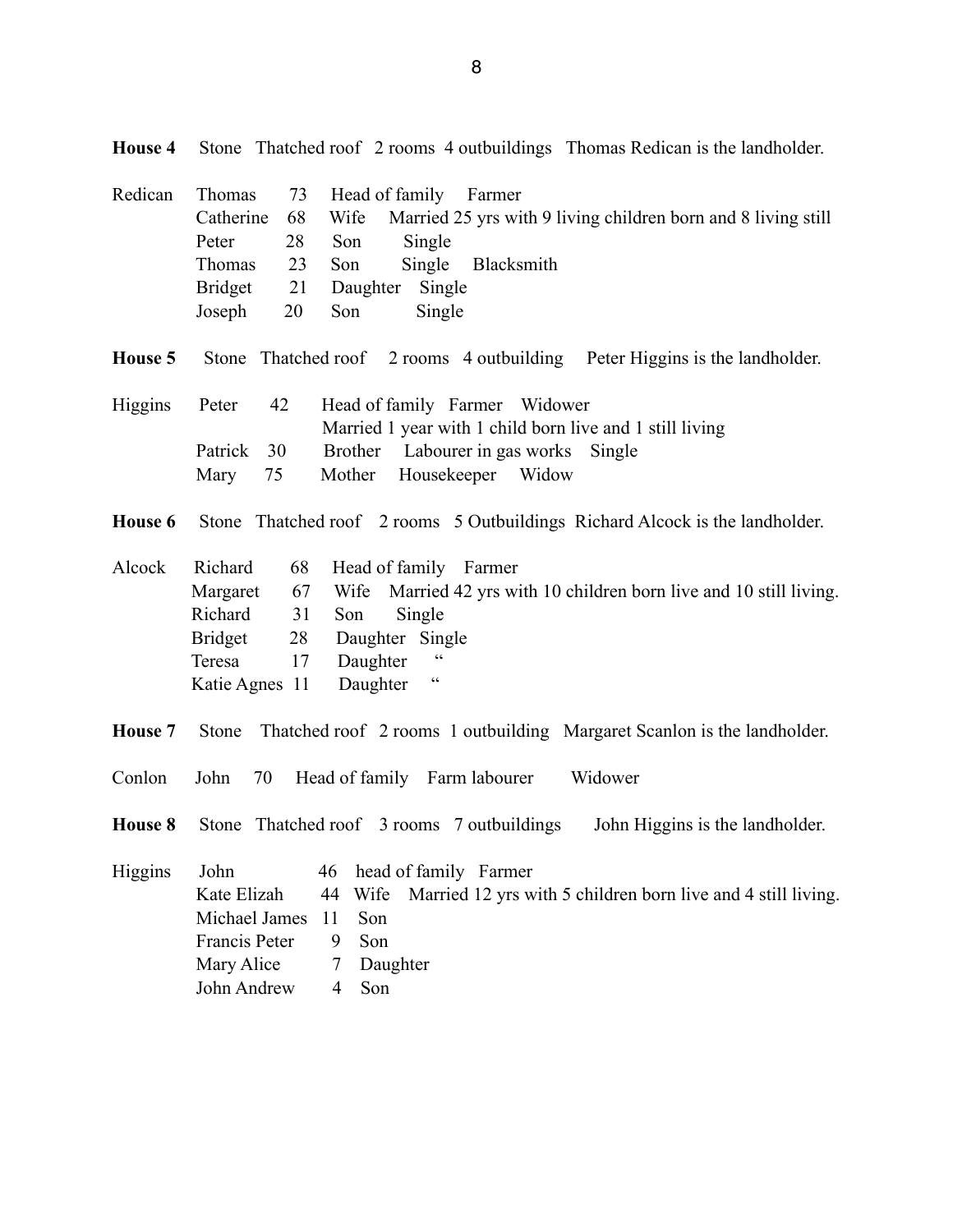**House 4** Stone Thatched roof 2 rooms 4 outbuildings Thomas Redican is the landholder.

| | | | | |
|---|---|---|---|---|
| Redican | Thomas | 73 | Head of family | Farmer |
| | Catherine | 68 | Wife | Married 25 yrs with 9 living children born and 8 living still |
| | Peter | 28 | Son | Single |
| | Thomas | 23 | Son | Single Blacksmith |
| | Bridget | 21 | Daughter | Single |
| | Joseph | 20 | Son | Single |

**House 5** Stone Thatched roof 2 rooms 4 outbuilding Peter Higgins is the landholder.

| | | | | |
|---|---|---|---|---|
| Higgins | Peter | 42 | Head of family | Farmer Widower<br>Married 1 year with 1 child born live and 1 still living |
| | Patrick | 30 | Brother | Labourer in gas works Single |
| | Mary | 75 | Mother | Housekeeper Widow |

**House 6** Stone Thatched roof 2 rooms 5 Outbuildings Richard Alcock is the landholder.

| | | | | |
|---|---|---|---|---|
| Alcock | Richard | 68 | Head of family | Farmer |
| | Margaret | 67 | Wife | Married 42 yrs with 10 children born live and 10 still living. |
| | Richard | 31 | Son | Single |
| | Bridget | 28 | Daughter | Single |
| | Teresa | 17 | Daughter | " |
| | Katie Agnes | 11 | Daughter | " |

**House 7** Stone Thatched roof 2 rooms 1 outbuilding Margaret Scanlon is the landholder.

| | | | | |
|---|---|---|---|---|
| Conlon | John | 70 | Head of family | Farm labourer Widower |

**House 8** Stone Thatched roof 3 rooms 7 outbuildings John Higgins is the landholder.

| | | | | |
|---|---|---|---|---|
| Higgins | John | 46 | head of family | Farmer |
| | Kate Elizah | 44 | Wife | Married 12 yrs with 5 children born live and 4 still living. |
| | Michael James | 11 | Son | |
| | Francis Peter | 9 | Son | |
| | Mary Alice | 7 | Daughter | |
| | John Andrew | 4 | Son | |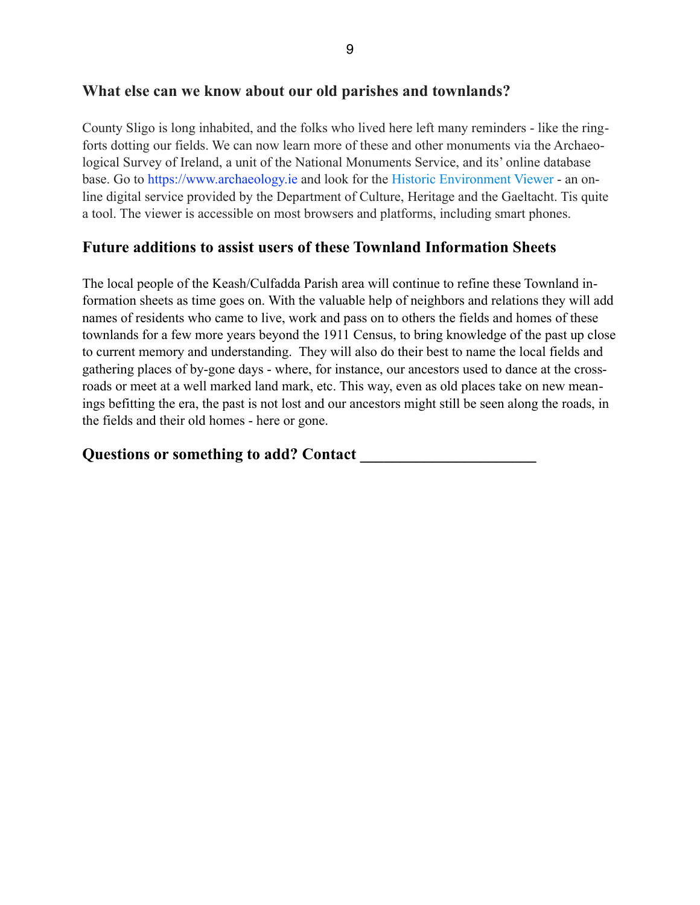### What else can we know about our old parishes and townlands?

County Sligo is long inhabited, and the folks who lived here left many reminders - like the ring-forts dotting our fields. We can now learn more of these and other monuments via the Archaeological Survey of Ireland, a unit of the National Monuments Service, and its' online database base. Go to https://www.archaeology.ie and look for the Historic Environment Viewer - an online digital service provided by the Department of Culture, Heritage and the Gaeltacht. Tis quite a tool. The viewer is accessible on most browsers and platforms, including smart phones.

### Future additions to assist users of these Townland Information Sheets

The local people of the Keash/Culfadda Parish area will continue to refine these Townland information sheets as time goes on. With the valuable help of neighbors and relations they will add names of residents who came to live, work and pass on to others the fields and homes of these townlands for a few more years beyond the 1911 Census, to bring knowledge of the past up close to current memory and understanding. They will also do their best to name the local fields and gathering places of by-gone days - where, for instance, our ancestors used to dance at the cross-roads or meet at a well marked land mark, etc. This way, even as old places take on new meanings befitting the era, the past is not lost and our ancestors might still be seen along the roads, in the fields and their old homes - here or gone.

### Questions or something to add? Contact ______________________